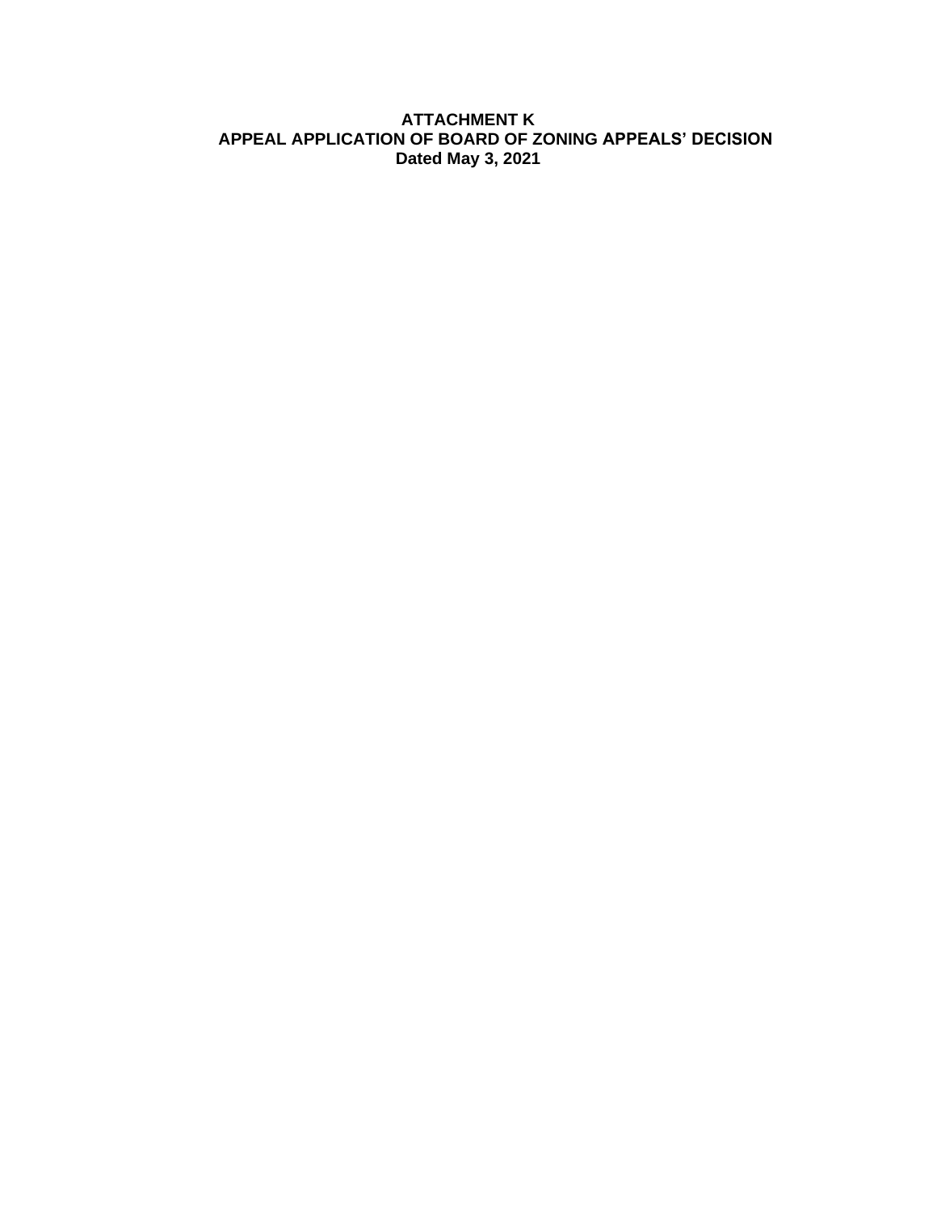# ATTACHMENT K
## APPEAL APPLICATION OF BOARD OF ZONING APPEALS' DECISION
### Dated May 3, 2021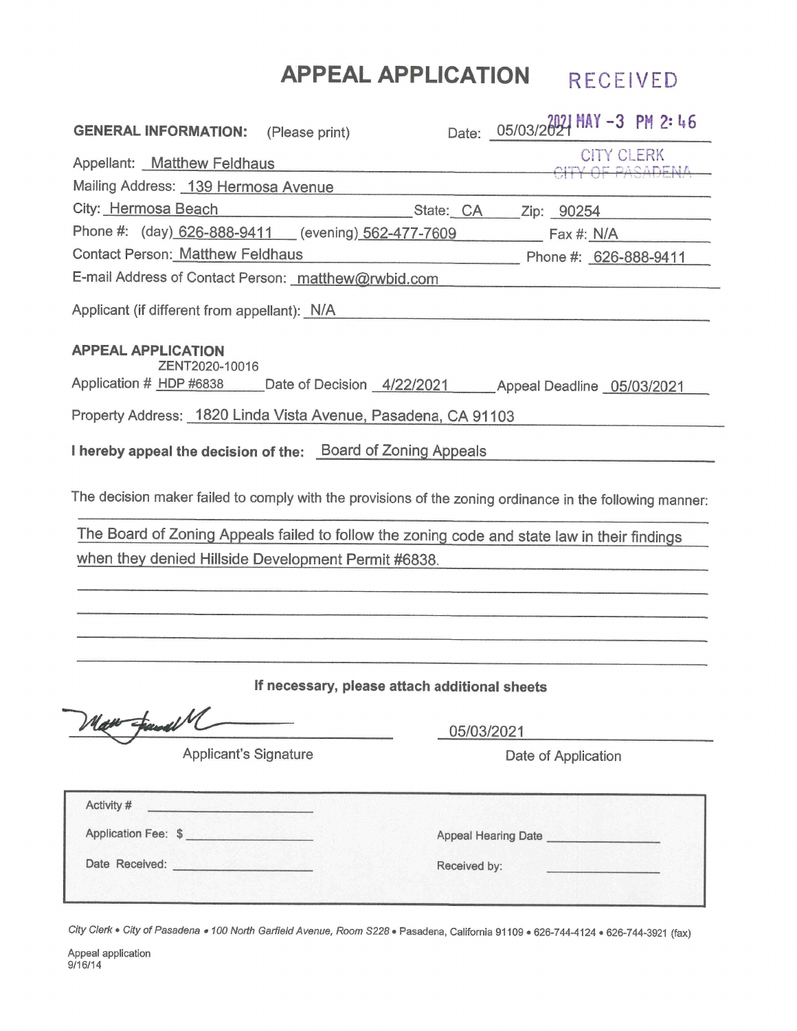# APPEAL APPLICATION

RECEIVED

**GENERAL INFORMATION:** (Please print) Date: 05/03/2021 2021 MAY -3 PM 2:46

CITY CLERK
~~CITY OF PASADENA~~

Appellant: Matthew Feldhaus

Mailing Address: 139 Hermosa Avenue

City: Hermosa Beach State: CA Zip: 90254

Phone #: (day) 626-888-9411 (evening) 562-477-7609 Fax #: N/A

Contact Person: Matthew Feldhaus Phone #: 626-888-9411

E-mail Address of Contact Person: matthew@rwbid.com

Applicant (if different from appellant): N/A

**APPEAL APPLICATION**

Application # ZENT2020-10016 HDP #6838 Date of Decision 4/22/2021 Appeal Deadline 05/03/2021

Property Address: 1820 Linda Vista Avenue, Pasadena, CA 91103

**I hereby appeal the decision of the:** Board of Zoning Appeals

The decision maker failed to comply with the provisions of the zoning ordinance in the following manner:

The Board of Zoning Appeals failed to follow the zoning code and state law in their findings when they denied Hillside Development Permit #6838.

**If necessary, please attach additional sheets**

[Signature] 05/03/2021

Applicant's Signature Date of Application

| | | | |
|---|---|---|---|
| Activity # | | | |
| Application Fee: $ | | Appeal Hearing Date | |
| Date Received: | | Received by: | |

*City Clerk • City of Pasadena • 100 North Garfield Avenue, Room S228* • Pasadena, California 91109 • 626-744-4124 • 626-744-3921 (fax)

Appeal application
9/16/14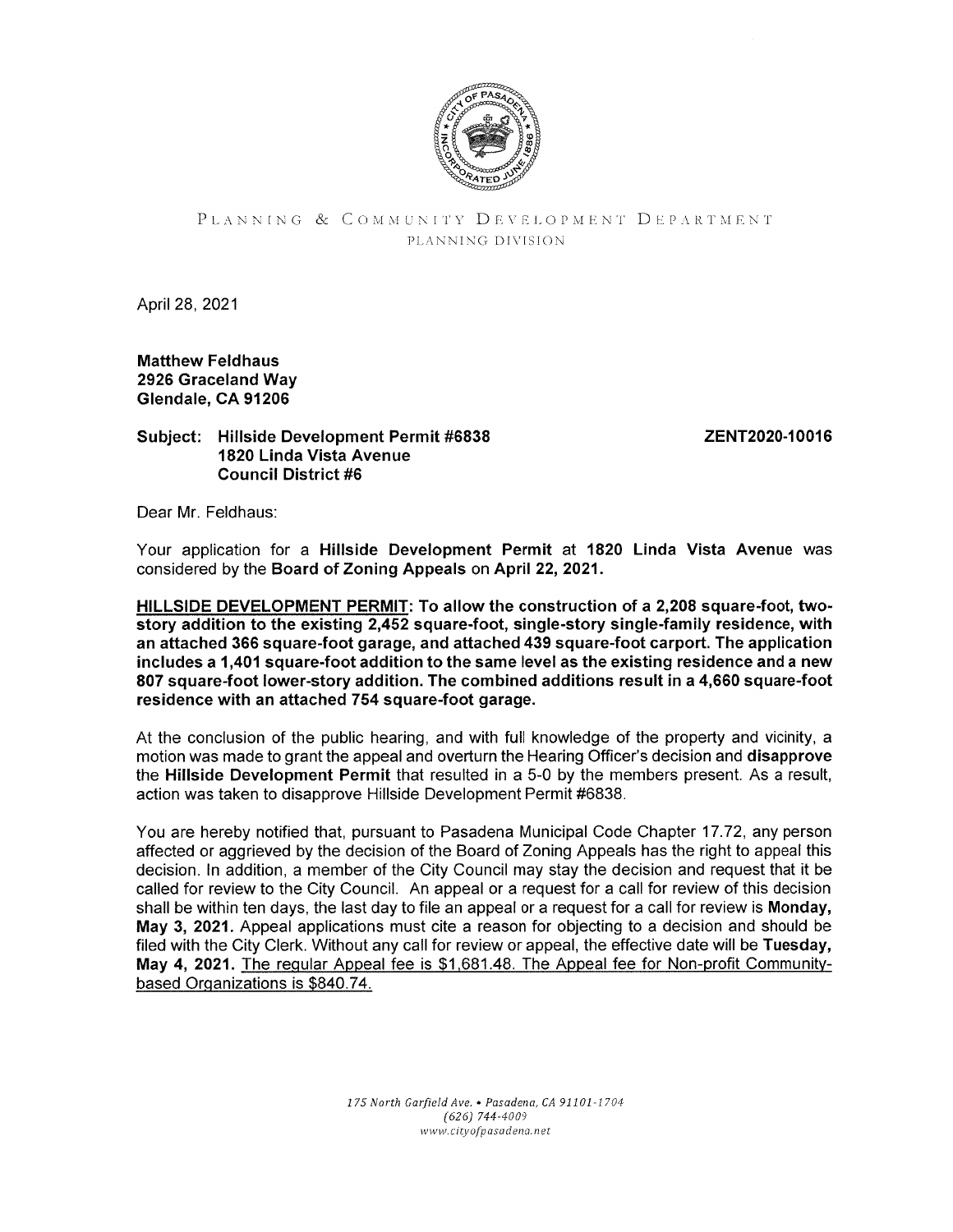PLANNING & COMMUNITY DEVELOPMENT DEPARTMENT
PLANNING DIVISION

April 28, 2021

**Matthew Feldhaus**
**2926 Graceland Way**
**Glendale, CA 91206**

**Subject: Hillside Development Permit #6838** **ZENT2020-10016**
**1820 Linda Vista Avenue**
**Council District #6**

Dear Mr. Feldhaus:

Your application for a **Hillside Development Permit** at **1820 Linda Vista Avenue** was considered by the **Board of Zoning Appeals** on **April 22, 2021.**

**HILLSIDE DEVELOPMENT PERMIT: To allow the construction of a 2,208 square-foot, two-story addition to the existing 2,452 square-foot, single-story single-family residence, with an attached 366 square-foot garage, and attached 439 square-foot carport. The application includes a 1,401 square-foot addition to the same level as the existing residence and a new 807 square-foot lower-story addition. The combined additions result in a 4,660 square-foot residence with an attached 754 square-foot garage.**

At the conclusion of the public hearing, and with full knowledge of the property and vicinity, a motion was made to grant the appeal and overturn the Hearing Officer's decision and **disapprove** the **Hillside Development Permit** that resulted in a 5-0 by the members present. As a result, action was taken to disapprove Hillside Development Permit #6838.

You are hereby notified that, pursuant to Pasadena Municipal Code Chapter 17.72, any person affected or aggrieved by the decision of the Board of Zoning Appeals has the right to appeal this decision. In addition, a member of the City Council may stay the decision and request that it be called for review to the City Council. An appeal or a request for a call for review of this decision shall be within ten days, the last day to file an appeal or a request for a call for review is **Monday, May 3, 2021.** Appeal applications must cite a reason for objecting to a decision and should be filed with the City Clerk. Without any call for review or appeal, the effective date will be **Tuesday, May 4, 2021.** The regular Appeal fee is $1,681.48. The Appeal fee for Non-profit Community-based Organizations is $840.74.

*175 North Garfield Ave. • Pasadena, CA 91101-1704*
*(626) 744-4009*
*www.cityofpasadena.net*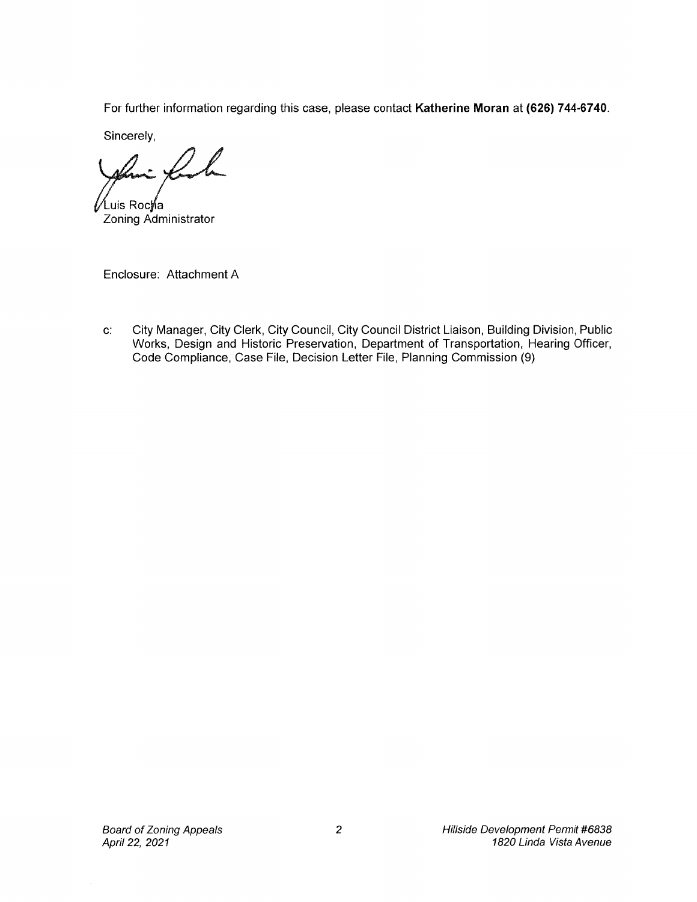For further information regarding this case, please contact **Katherine Moran** at **(626) 744-6740**.

Sincerely,

Luis Rocha
Zoning Administrator

Enclosure: Attachment A

c: City Manager, City Clerk, City Council, City Council District Liaison, Building Division, Public Works, Design and Historic Preservation, Department of Transportation, Hearing Officer, Code Compliance, Case File, Decision Letter File, Planning Commission (9)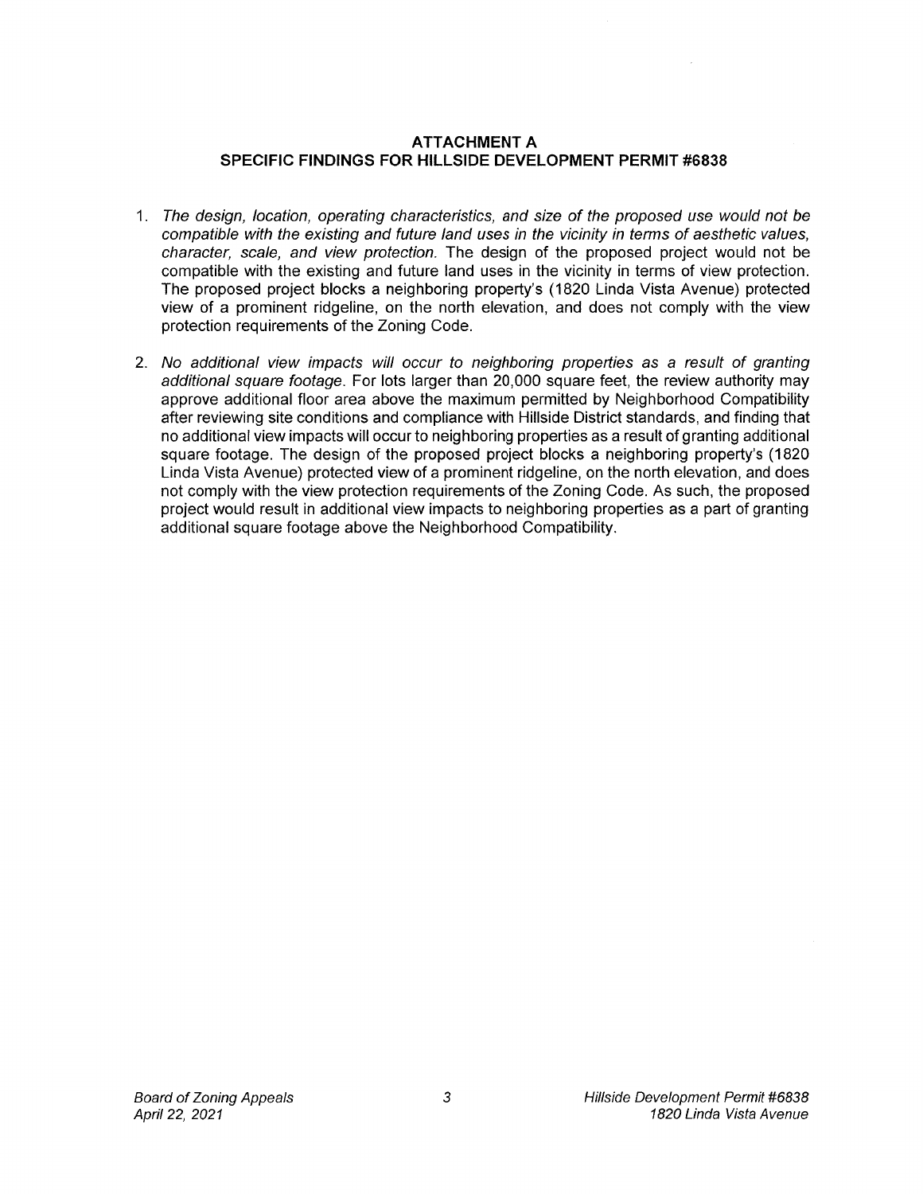## ATTACHMENT A
## SPECIFIC FINDINGS FOR HILLSIDE DEVELOPMENT PERMIT #6838

1. *The design, location, operating characteristics, and size of the proposed use would not be compatible with the existing and future land uses in the vicinity in terms of aesthetic values, character, scale, and view protection.* The design of the proposed project would not be compatible with the existing and future land uses in the vicinity in terms of view protection. The proposed project blocks a neighboring property's (1820 Linda Vista Avenue) protected view of a prominent ridgeline, on the north elevation, and does not comply with the view protection requirements of the Zoning Code.

2. *No additional view impacts will occur to neighboring properties as a result of granting additional square footage.* For lots larger than 20,000 square feet, the review authority may approve additional floor area above the maximum permitted by Neighborhood Compatibility after reviewing site conditions and compliance with Hillside District standards, and finding that no additional view impacts will occur to neighboring properties as a result of granting additional square footage. The design of the proposed project blocks a neighboring property's (1820 Linda Vista Avenue) protected view of a prominent ridgeline, on the north elevation, and does not comply with the view protection requirements of the Zoning Code. As such, the proposed project would result in additional view impacts to neighboring properties as a part of granting additional square footage above the Neighborhood Compatibility.